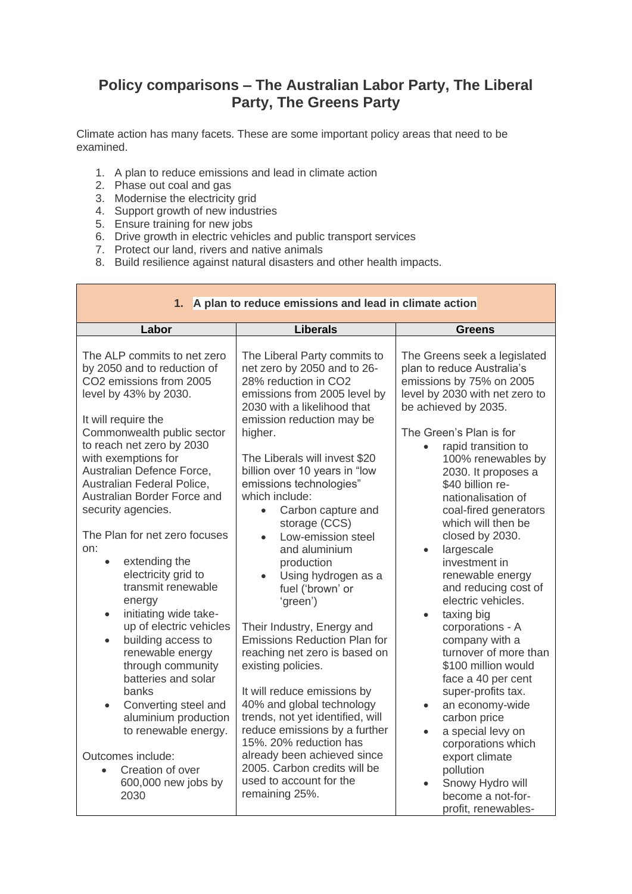# Policy comparisons – The Australian Labor Party, The Liberal Party, The Greens Party

Climate action has many facets. These are some important policy areas that need to be examined.

1. A plan to reduce emissions and lead in climate action
2. Phase out coal and gas
3. Modernise the electricity grid
4. Support growth of new industries
5. Ensure training for new jobs
6. Drive growth in electric vehicles and public transport services
7. Protect our land, rivers and native animals
8. Build resilience against natural disasters and other health impacts.

| 1. A plan to reduce emissions and lead in climate action | | |
|---|---|---|
| **Labor** | **Liberals** | **Greens** |
| The ALP commits to net zero by 2050 and to reduction of CO2 emissions from 2005 level by 43% by 2030.<br><br>It will require the Commonwealth public sector to reach net zero by 2030 with exemptions for Australian Defence Force, Australian Federal Police, Australian Border Force and security agencies.<br><br>The Plan for net zero focuses on:<br>• extending the electricity grid to transmit renewable energy<br>• initiating wide take-up of electric vehicles<br>• building access to renewable energy through community batteries and solar banks<br>• Converting steel and aluminium production to renewable energy.<br><br>Outcomes include:<br>• Creation of over 600,000 new jobs by 2030 | The Liberal Party commits to net zero by 2050 and to 26-28% reduction in CO2 emissions from 2005 level by 2030 with a likelihood that emission reduction may be higher.<br><br>The Liberals will invest $20 billion over 10 years in "low emissions technologies" which include:<br>• Carbon capture and storage (CCS)<br>• Low-emission steel and aluminium production<br>• Using hydrogen as a fuel ('brown' or 'green')<br><br>Their Industry, Energy and Emissions Reduction Plan for reaching net zero is based on existing policies.<br><br>It will reduce emissions by 40% and global technology trends, not yet identified, will reduce emissions by a further 15%. 20% reduction has already been achieved since 2005. Carbon credits will be used to account for the remaining 25%. | The Greens seek a legislated plan to reduce Australia's emissions by 75% on 2005 level by 2030 with net zero to be achieved by 2035.<br><br>The Green's Plan is for<br>• rapid transition to 100% renewables by 2030. It proposes a $40 billion re-nationalisation of coal-fired generators which will then be closed by 2030.<br>• largescale investment in renewable energy and reducing cost of electric vehicles.<br>• taxing big corporations - A company with a turnover of more than $100 million would face a 40 per cent super-profits tax.<br>• an economy-wide carbon price<br>• a special levy on corporations which export climate pollution<br>• Snowy Hydro will become a not-for-profit, renewables- |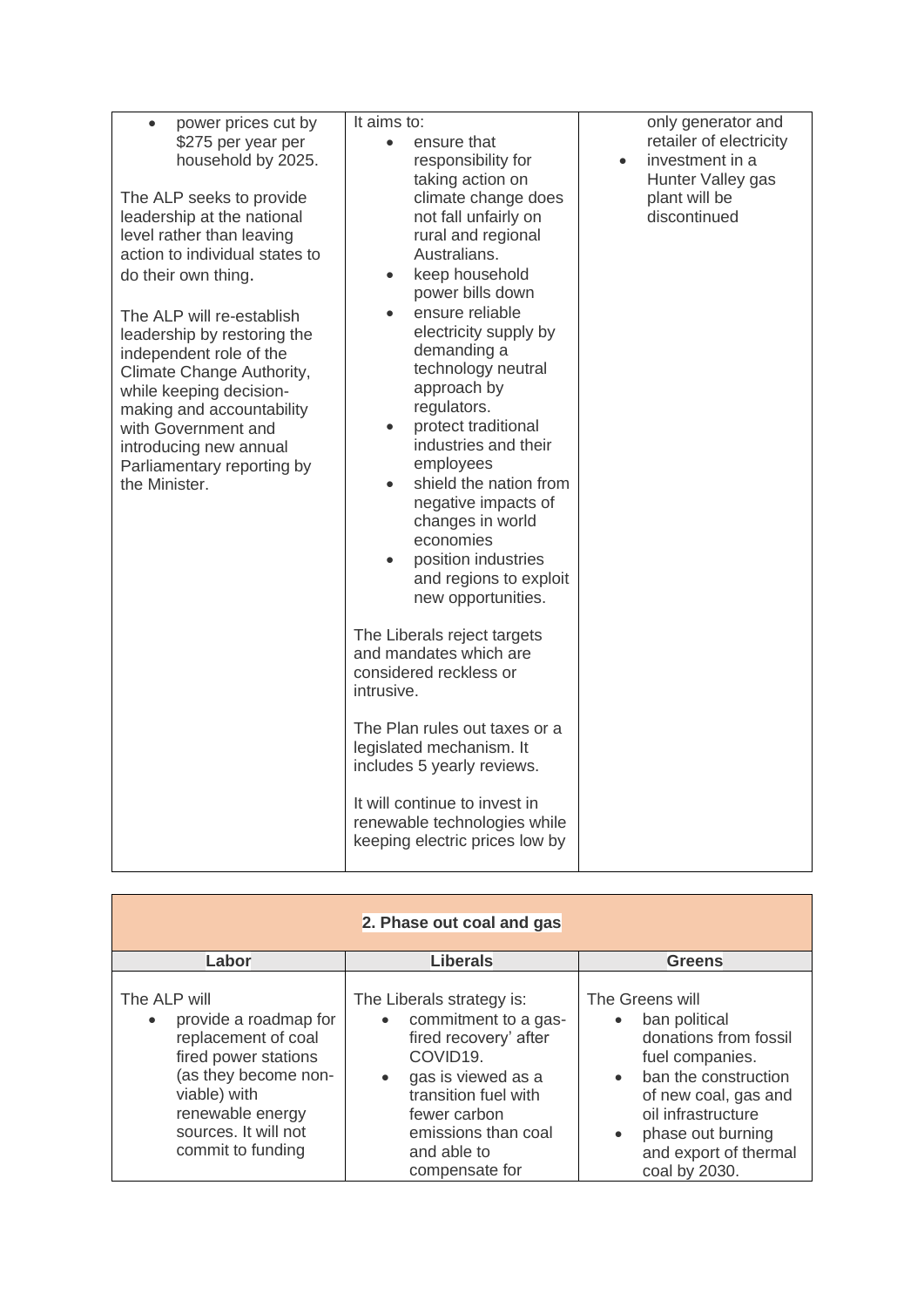| | | |
|---|---|---|
| <ul><li>power prices cut by \$275 per year per household by 2025.</li></ul>The ALP seeks to provide leadership at the national level rather than leaving action to individual states to do their own thing.<br><br>The ALP will re-establish leadership by restoring the independent role of the Climate Change Authority, while keeping decision-making and accountability with Government and introducing new annual Parliamentary reporting by the Minister. | It aims to:<ul><li>ensure that responsibility for taking action on climate change does not fall unfairly on rural and regional Australians.</li><li>keep household power bills down</li><li>ensure reliable electricity supply by demanding a technology neutral approach by regulators.</li><li>protect traditional industries and their employees</li><li>shield the nation from negative impacts of changes in world economies</li><li>position industries and regions to exploit new opportunities.</li></ul>The Liberals reject targets and mandates which are considered reckless or intrusive.<br><br>The Plan rules out taxes or a legislated mechanism. It includes 5 yearly reviews.<br><br>It will continue to invest in renewable technologies while keeping electric prices low by | only generator and retailer of electricity<ul><li>investment in a Hunter Valley gas plant will be discontinued</li></ul> |

| **2. Phase out coal and gas** | | |
|---|---|---|
| **Labor** | **Liberals** | **Greens** |
| The ALP will<ul><li>provide a roadmap for replacement of coal fired power stations (as they become non-viable) with renewable energy sources. It will not commit to funding</li></ul> | The Liberals strategy is:<ul><li>commitment to a gas-fired recovery' after COVID19.</li><li>gas is viewed as a transition fuel with fewer carbon emissions than coal and able to compensate for</li></ul> | The Greens will<ul><li>ban political donations from fossil fuel companies.</li><li>ban the construction of new coal, gas and oil infrastructure</li><li>phase out burning and export of thermal coal by 2030.</li></ul> |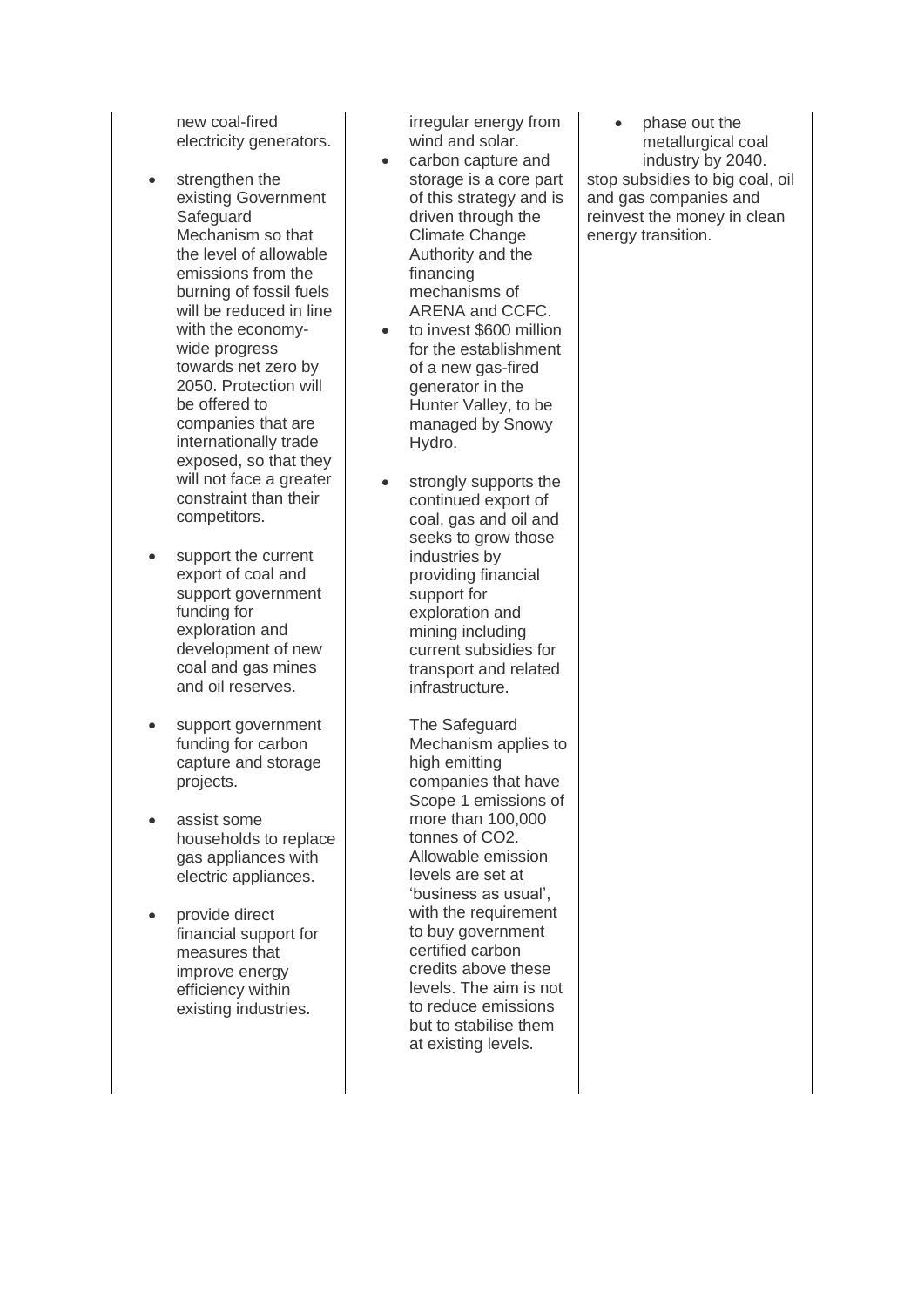| | | |
|---|---|---|
| new coal-fired electricity generators.<br><br>• strengthen the existing Government Safeguard Mechanism so that the level of allowable emissions from the burning of fossil fuels will be reduced in line with the economy-wide progress towards net zero by 2050. Protection will be offered to companies that are internationally trade exposed, so that they will not face a greater constraint than their competitors.<br><br>• support the current export of coal and support government funding for exploration and development of new coal and gas mines and oil reserves.<br><br>• support government funding for carbon capture and storage projects.<br><br>• assist some households to replace gas appliances with electric appliances.<br><br>• provide direct financial support for measures that improve energy efficiency within existing industries. | irregular energy from wind and solar.<br>• carbon capture and storage is a core part of this strategy and is driven through the Climate Change Authority and the financing mechanisms of ARENA and CCFC.<br>• to invest \$600 million for the establishment of a new gas-fired generator in the Hunter Valley, to be managed by Snowy Hydro.<br><br>• strongly supports the continued export of coal, gas and oil and seeks to grow those industries by providing financial support for exploration and mining including current subsidies for transport and related infrastructure.<br><br>The Safeguard Mechanism applies to high emitting companies that have Scope 1 emissions of more than 100,000 tonnes of $CO_2$. Allowable emission levels are set at 'business as usual', with the requirement to buy government certified carbon credits above these levels. The aim is not to reduce emissions but to stabilise them at existing levels. | • phase out the metallurgical coal industry by 2040.<br>stop subsidies to big coal, oil and gas companies and reinvest the money in clean energy transition. |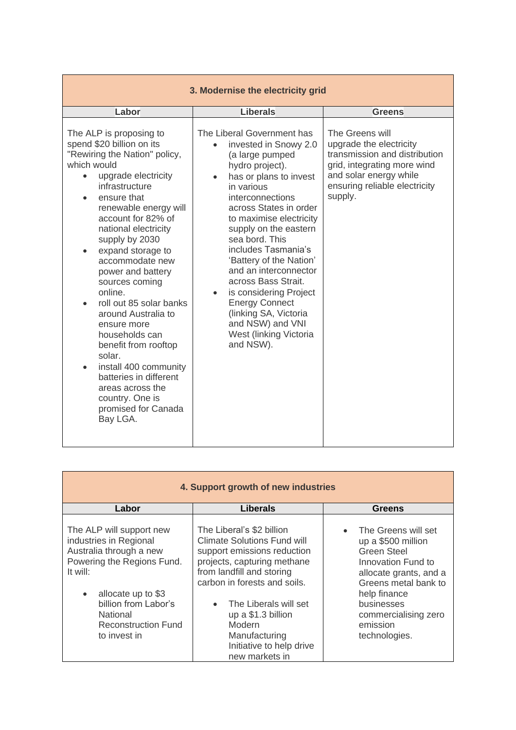| 3. Modernise the electricity grid | | |
|---|---|---|
| **Labor** | **Liberals** | **Greens** |
| The ALP is proposing to spend $20 billion on its "Rewiring the Nation" policy, which would<br>• upgrade electricity infrastructure<br>• ensure that renewable energy will account for 82% of national electricity supply by 2030<br>• expand storage to accommodate new power and battery sources coming online.<br>• roll out 85 solar banks around Australia to ensure more households can benefit from rooftop solar.<br>• install 400 community batteries in different areas across the country. One is promised for Canada Bay LGA. | The Liberal Government has<br>• invested in Snowy 2.0 (a large pumped hydro project).<br>• has or plans to invest in various interconnections across States in order to maximise electricity supply on the eastern sea bord. This includes Tasmania's 'Battery of the Nation' and an interconnector across Bass Strait.<br>• is considering Project Energy Connect (linking SA, Victoria and NSW) and VNI West (linking Victoria and NSW). | The Greens will upgrade the electricity transmission and distribution grid, integrating more wind and solar energy while ensuring reliable electricity supply. |

| 4. Support growth of new industries | | |
|---|---|---|
| **Labor** | **Liberals** | **Greens** |
| The ALP will support new industries in Regional Australia through a new Powering the Regions Fund. It will:<br>• allocate up to $3 billion from Labor's National Reconstruction Fund to invest in | The Liberal's $2 billion Climate Solutions Fund will support emissions reduction projects, capturing methane from landfill and storing carbon in forests and soils.<br>• The Liberals will set up a $1.3 billion Modern Manufacturing Initiative to help drive new markets in | • The Greens will set up a $500 million Green Steel Innovation Fund to allocate grants, and a Greens metal bank to help finance businesses commercialising zero emission technologies. |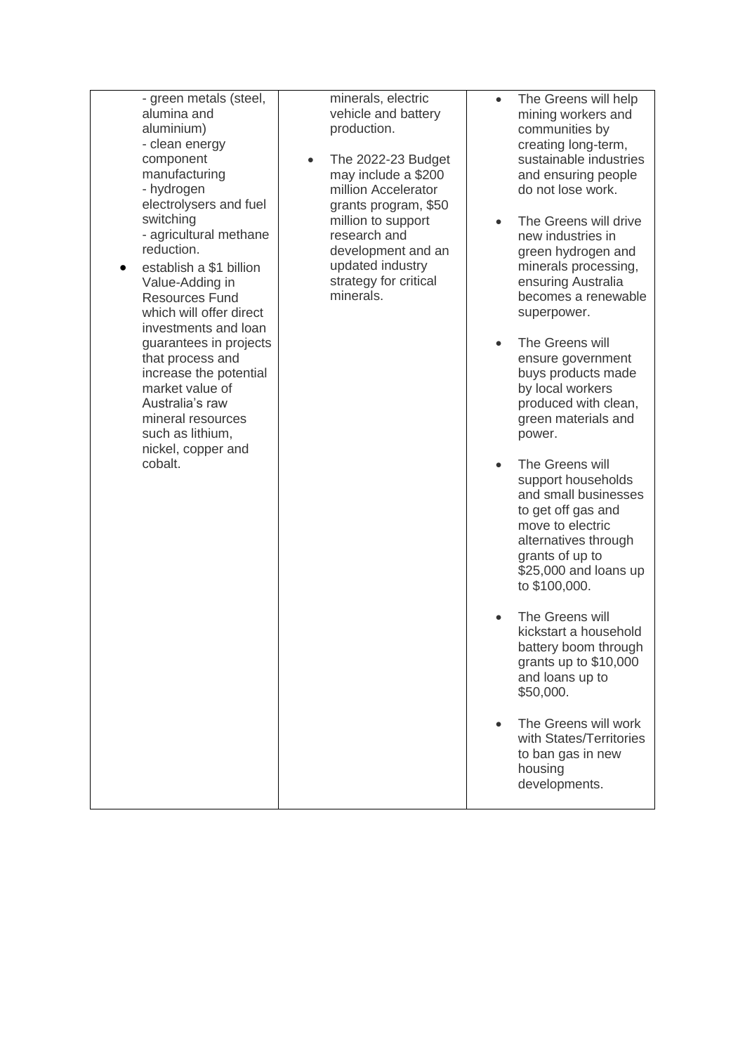| | | |
|---|---|---|
| - green metals (steel, alumina and aluminium)<br>- clean energy component manufacturing<br>- hydrogen electrolysers and fuel switching<br>- agricultural methane reduction.<br>• establish a $1 billion Value-Adding in Resources Fund which will offer direct investments and loan guarantees in projects that process and increase the potential market value of Australia's raw mineral resources such as lithium, nickel, copper and cobalt. | minerals, electric vehicle and battery production.<br><br>• The 2022-23 Budget may include a $200 million Accelerator grants program, $50 million to support research and development and an updated industry strategy for critical minerals. | • The Greens will help mining workers and communities by creating long-term, sustainable industries and ensuring people do not lose work.<br><br>• The Greens will drive new industries in green hydrogen and minerals processing, ensuring Australia becomes a renewable superpower.<br><br>• The Greens will ensure government buys products made by local workers produced with clean, green materials and power.<br><br>• The Greens will support households and small businesses to get off gas and move to electric alternatives through grants of up to $25,000 and loans up to $100,000.<br><br>• The Greens will kickstart a household battery boom through grants up to $10,000 and loans up to $50,000.<br><br>• The Greens will work with States/Territories to ban gas in new housing developments. |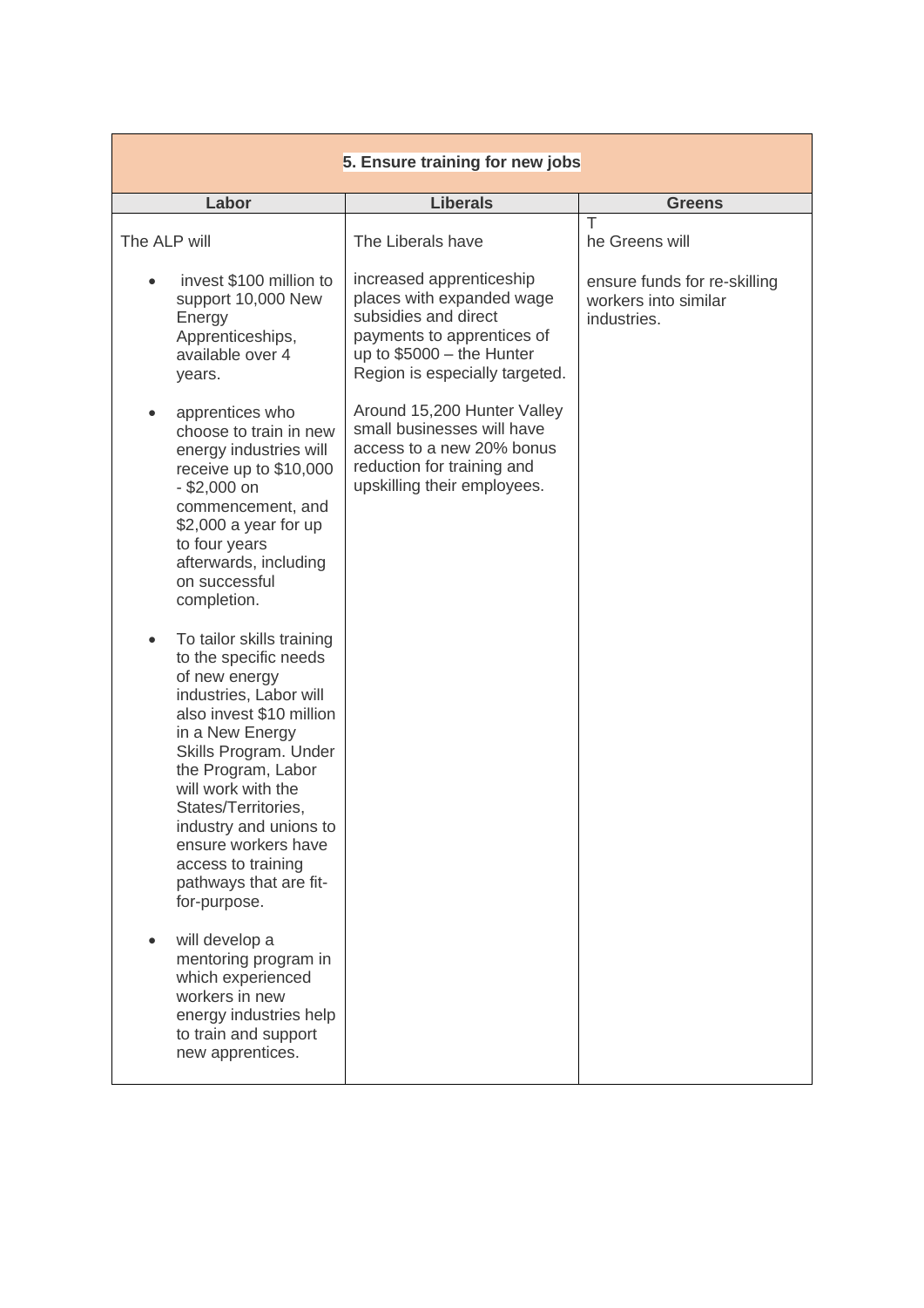| 5. Ensure training for new jobs | | |
|---|---|---|
| **Labor** | **Liberals** | **Greens** |
| The ALP will<br><br>• invest $100 million to support 10,000 New Energy Apprenticeships, available over 4 years.<br><br>• apprentices who choose to train in new energy industries will receive up to $10,000 - $2,000 on commencement, and $2,000 a year for up to four years afterwards, including on successful completion.<br><br>• To tailor skills training to the specific needs of new energy industries, Labor will also invest $10 million in a New Energy Skills Program. Under the Program, Labor will work with the States/Territories, industry and unions to ensure workers have access to training pathways that are fit-for-purpose.<br><br>• will develop a mentoring program in which experienced workers in new energy industries help to train and support new apprentices. | The Liberals have<br><br>increased apprenticeship places with expanded wage subsidies and direct payments to apprentices of up to $5000 – the Hunter Region is especially targeted.<br><br>Around 15,200 Hunter Valley small businesses will have access to a new 20% bonus reduction for training and upskilling their employees. | T<br>he Greens will<br><br>ensure funds for re-skilling workers into similar industries. |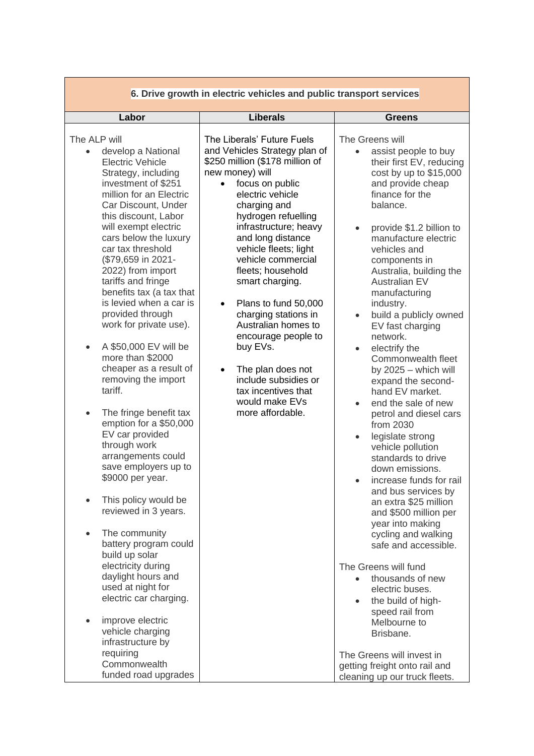| 6. Drive growth in electric vehicles and public transport services | | |
|---|---|---|
| **Labor** | **Liberals** | **Greens** |
| The ALP will<br>• develop a National Electric Vehicle Strategy, including investment of $251 million for an Electric Car Discount, Under this discount, Labor will exempt electric cars below the luxury car tax threshold ($79,659 in 2021-2022) from import tariffs and fringe benefits tax (a tax that is levied when a car is provided through work for private use).<br>• A $50,000 EV will be more than $2000 cheaper as a result of removing the import tariff.<br>• The fringe benefit tax emption for a $50,000 EV car provided through work arrangements could save employers up to $9000 per year.<br>• This policy would be reviewed in 3 years.<br>• The community battery program could build up solar electricity during daylight hours and used at night for electric car charging.<br>• improve electric vehicle charging infrastructure by requiring Commonwealth funded road upgrades | The Liberals' Future Fuels and Vehicles Strategy plan of $250 million ($178 million of new money) will<br>• focus on public electric vehicle charging and hydrogen refuelling infrastructure; heavy and long distance vehicle fleets; light vehicle commercial fleets; household smart charging.<br>• Plans to fund 50,000 charging stations in Australian homes to encourage people to buy EVs.<br>• The plan does not include subsidies or tax incentives that would make EVs more affordable. | The Greens will<br>• assist people to buy their first EV, reducing cost by up to $15,000 and provide cheap finance for the balance.<br>• provide $1.2 billion to manufacture electric vehicles and components in Australia, building the Australian EV manufacturing industry.<br>• build a publicly owned EV fast charging network.<br>• electrify the Commonwealth fleet by 2025 – which will expand the second-hand EV market.<br>• end the sale of new petrol and diesel cars from 2030<br>• legislate strong vehicle pollution standards to drive down emissions.<br>• increase funds for rail and bus services by an extra $25 million and $500 million per year into making cycling and walking safe and accessible.<br><br>The Greens will fund<br>• thousands of new electric buses.<br>• the build of high-speed rail from Melbourne to Brisbane.<br><br>The Greens will invest in getting freight onto rail and cleaning up our truck fleets. |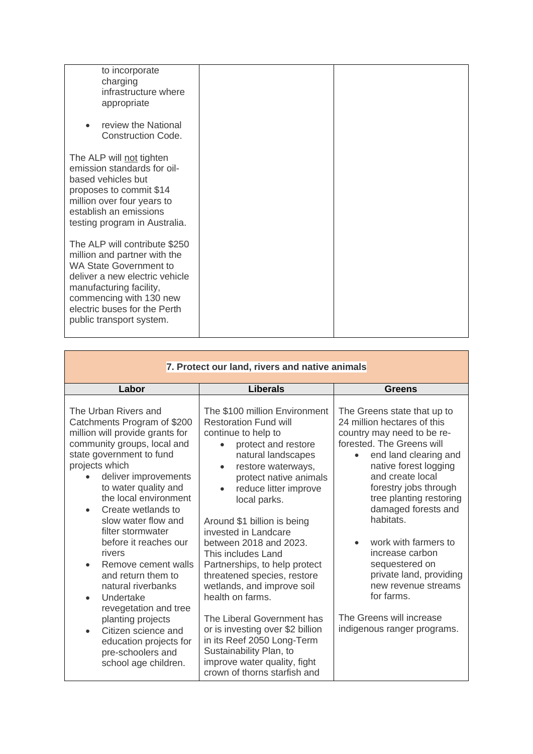| | | |
|---|---|---|
| to incorporate charging infrastructure where appropriate<br><br>• review the National Construction Code.<br><br>The ALP will <u>not</u> tighten emission standards for oil-based vehicles but proposes to commit $14 million over four years to establish an emissions testing program in Australia.<br><br>The ALP will contribute $250 million and partner with the WA State Government to deliver a new electric vehicle manufacturing facility, commencing with 130 new electric buses for the Perth public transport system. | | |

| **7. Protect our land, rivers and native animals** | | |
|---|---|---|
| **Labor** | **Liberals** | **Greens** |
| The Urban Rivers and Catchments Program of $200 million will provide grants for community groups, local and state government to fund projects which<br>• deliver improvements to water quality and the local environment<br>• Create wetlands to slow water flow and filter stormwater before it reaches our rivers<br>• Remove cement walls and return them to natural riverbanks<br>• Undertake revegetation and tree planting projects<br>• Citizen science and education projects for pre-schoolers and school age children. | The $100 million Environment Restoration Fund will continue to help to<br>• protect and restore natural landscapes<br>• restore waterways, protect native animals<br>• reduce litter improve local parks.<br><br>Around $1 billion is being invested in Landcare between 2018 and 2023. This includes Land Partnerships, to help protect threatened species, restore wetlands, and improve soil health on farms.<br><br>The Liberal Government has or is investing over $2 billion in its Reef 2050 Long-Term Sustainability Plan, to improve water quality, fight crown of thorns starfish and | The Greens state that up to 24 million hectares of this country may need to be re-forested. The Greens will<br>• end land clearing and native forest logging and create local forestry jobs through tree planting restoring damaged forests and habitats.<br><br>• work with farmers to increase carbon sequestered on private land, providing new revenue streams for farms.<br><br>The Greens will increase indigenous ranger programs. |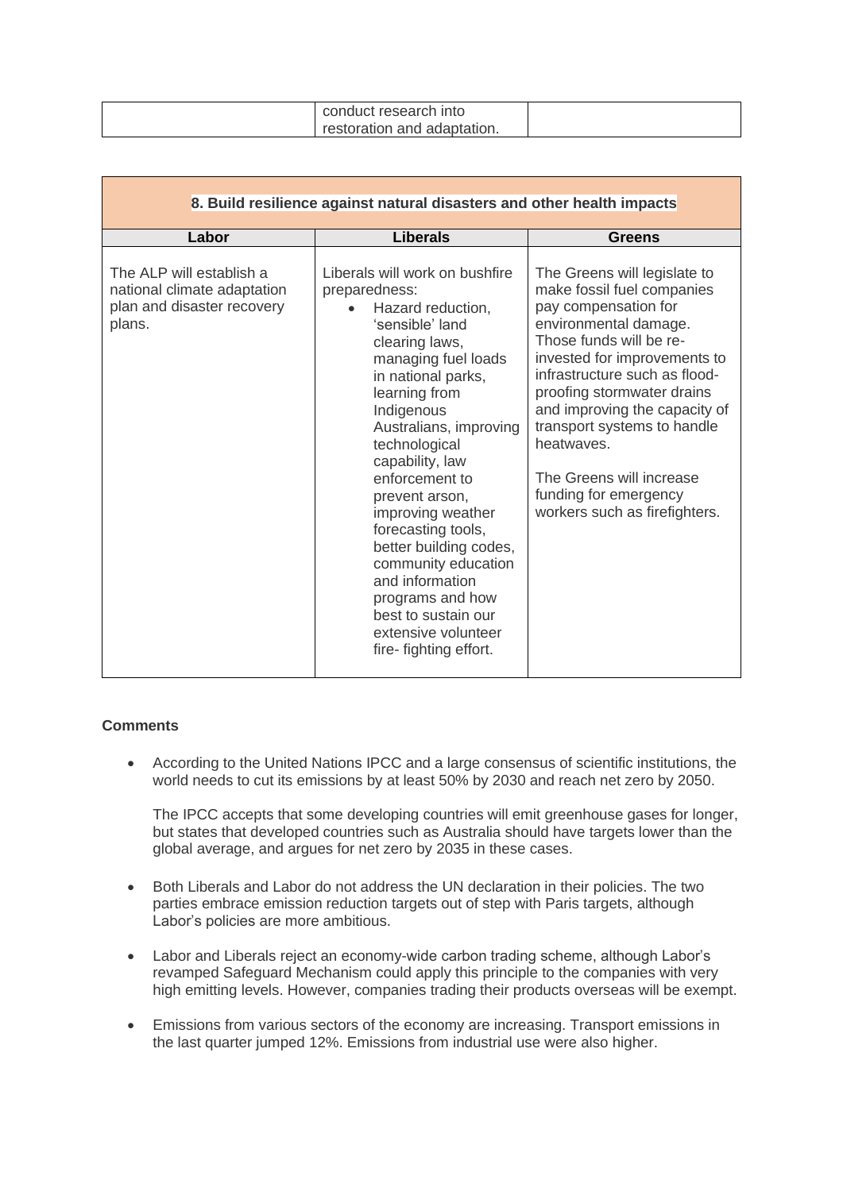| | conduct research into restoration and adaptation. | |
|---|---|---|

| 8. Build resilience against natural disasters and other health impacts | | |
|---|---|---|
| **Labor** | **Liberals** | **Greens** |
| The ALP will establish a national climate adaptation plan and disaster recovery plans. | Liberals will work on bushfire preparedness:<br>• Hazard reduction, 'sensible' land clearing laws, managing fuel loads in national parks, learning from Indigenous Australians, improving technological capability, law enforcement to prevent arson, improving weather forecasting tools, better building codes, community education and information programs and how best to sustain our extensive volunteer fire- fighting effort. | The Greens will legislate to make fossil fuel companies pay compensation for environmental damage. Those funds will be re-invested for improvements to infrastructure such as flood-proofing stormwater drains and improving the capacity of transport systems to handle heatwaves.<br><br>The Greens will increase funding for emergency workers such as firefighters. |

**Comments**

- According to the United Nations IPCC and a large consensus of scientific institutions, the world needs to cut its emissions by at least 50% by 2030 and reach net zero by 2050.

  The IPCC accepts that some developing countries will emit greenhouse gases for longer, but states that developed countries such as Australia should have targets lower than the global average, and argues for net zero by 2035 in these cases.

- Both Liberals and Labor do not address the UN declaration in their policies. The two parties embrace emission reduction targets out of step with Paris targets, although Labor's policies are more ambitious.

- Labor and Liberals reject an economy-wide carbon trading scheme, although Labor's revamped Safeguard Mechanism could apply this principle to the companies with very high emitting levels. However, companies trading their products overseas will be exempt.

- Emissions from various sectors of the economy are increasing. Transport emissions in the last quarter jumped 12%. Emissions from industrial use were also higher.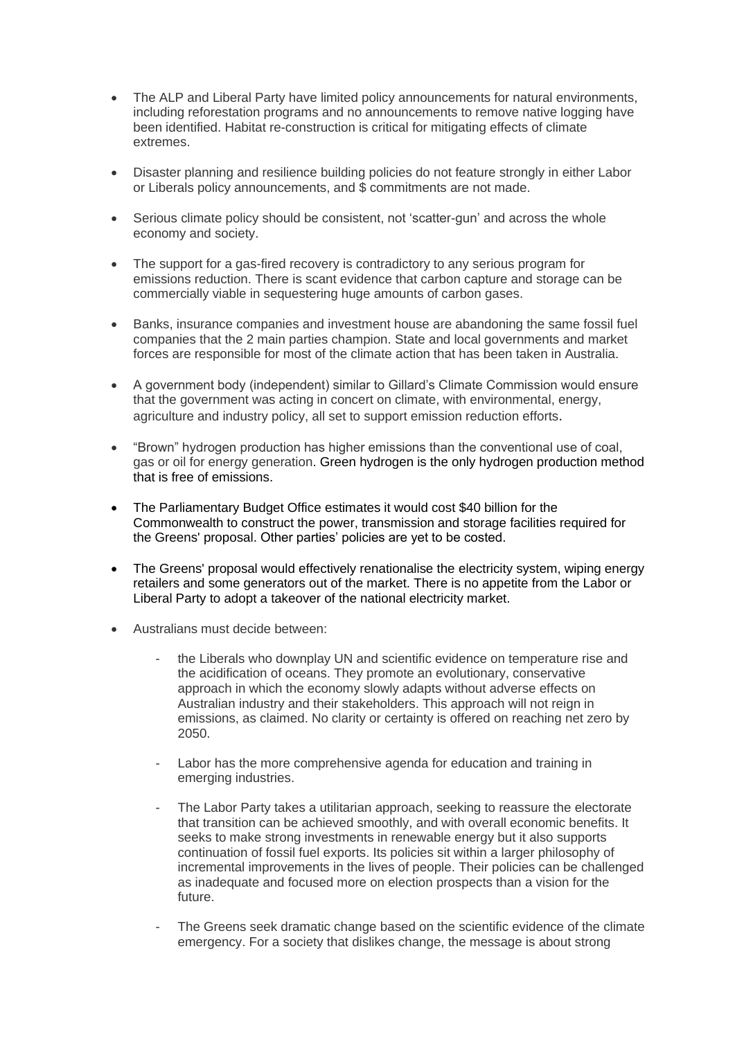- The ALP and Liberal Party have limited policy announcements for natural environments, including reforestation programs and no announcements to remove native logging have been identified. Habitat re-construction is critical for mitigating effects of climate extremes.

- Disaster planning and resilience building policies do not feature strongly in either Labor or Liberals policy announcements, and $ commitments are not made.

- Serious climate policy should be consistent, not 'scatter-gun' and across the whole economy and society.

- The support for a gas-fired recovery is contradictory to any serious program for emissions reduction. There is scant evidence that carbon capture and storage can be commercially viable in sequestering huge amounts of carbon gases.

- Banks, insurance companies and investment house are abandoning the same fossil fuel companies that the 2 main parties champion. State and local governments and market forces are responsible for most of the climate action that has been taken in Australia.

- A government body (independent) similar to Gillard's Climate Commission would ensure that the government was acting in concert on climate, with environmental, energy, agriculture and industry policy, all set to support emission reduction efforts.

- "Brown" hydrogen production has higher emissions than the conventional use of coal, gas or oil for energy generation. Green hydrogen is the only hydrogen production method that is free of emissions.

- The Parliamentary Budget Office estimates it would cost $40 billion for the Commonwealth to construct the power, transmission and storage facilities required for the Greens' proposal. Other parties' policies are yet to be costed.

- The Greens' proposal would effectively renationalise the electricity system, wiping energy retailers and some generators out of the market. There is no appetite from the Labor or Liberal Party to adopt a takeover of the national electricity market.

- Australians must decide between:

  - the Liberals who downplay UN and scientific evidence on temperature rise and the acidification of oceans. They promote an evolutionary, conservative approach in which the economy slowly adapts without adverse effects on Australian industry and their stakeholders. This approach will not reign in emissions, as claimed. No clarity or certainty is offered on reaching net zero by 2050.

  - Labor has the more comprehensive agenda for education and training in emerging industries.

  - The Labor Party takes a utilitarian approach, seeking to reassure the electorate that transition can be achieved smoothly, and with overall economic benefits. It seeks to make strong investments in renewable energy but it also supports continuation of fossil fuel exports. Its policies sit within a larger philosophy of incremental improvements in the lives of people. Their policies can be challenged as inadequate and focused more on election prospects than a vision for the future.

  - The Greens seek dramatic change based on the scientific evidence of the climate emergency. For a society that dislikes change, the message is about strong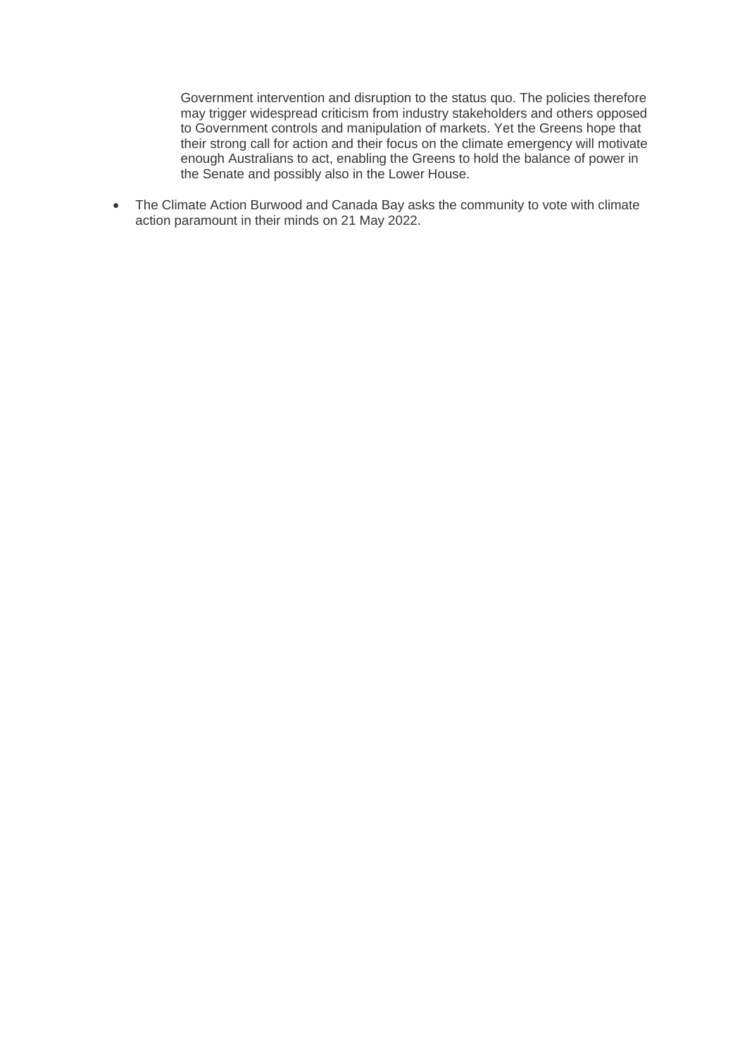Government intervention and disruption to the status quo. The policies therefore may trigger widespread criticism from industry stakeholders and others opposed to Government controls and manipulation of markets. Yet the Greens hope that their strong call for action and their focus on the climate emergency will motivate enough Australians to act, enabling the Greens to hold the balance of power in the Senate and possibly also in the Lower House.

- The Climate Action Burwood and Canada Bay asks the community to vote with climate action paramount in their minds on 21 May 2022.